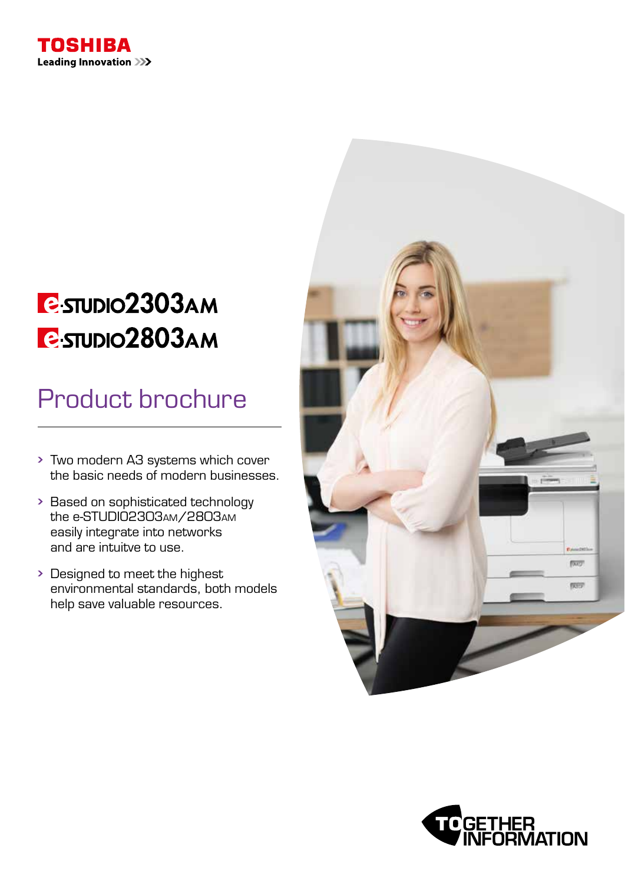TOSHIBA

Leading Innovation >>>

# e-STUDIO2303AM
# e-STUDIO2803AM

## Product brochure

- Two modern A3 systems which cover the basic needs of modern businesses.
- Based on sophisticated technology the e-STUDIO2303AM/2803AM easily integrate into networks and are intuitve to use.
- Designed to meet the highest environmental standards, both models help save valuable resources.

TOGETHER INFORMATION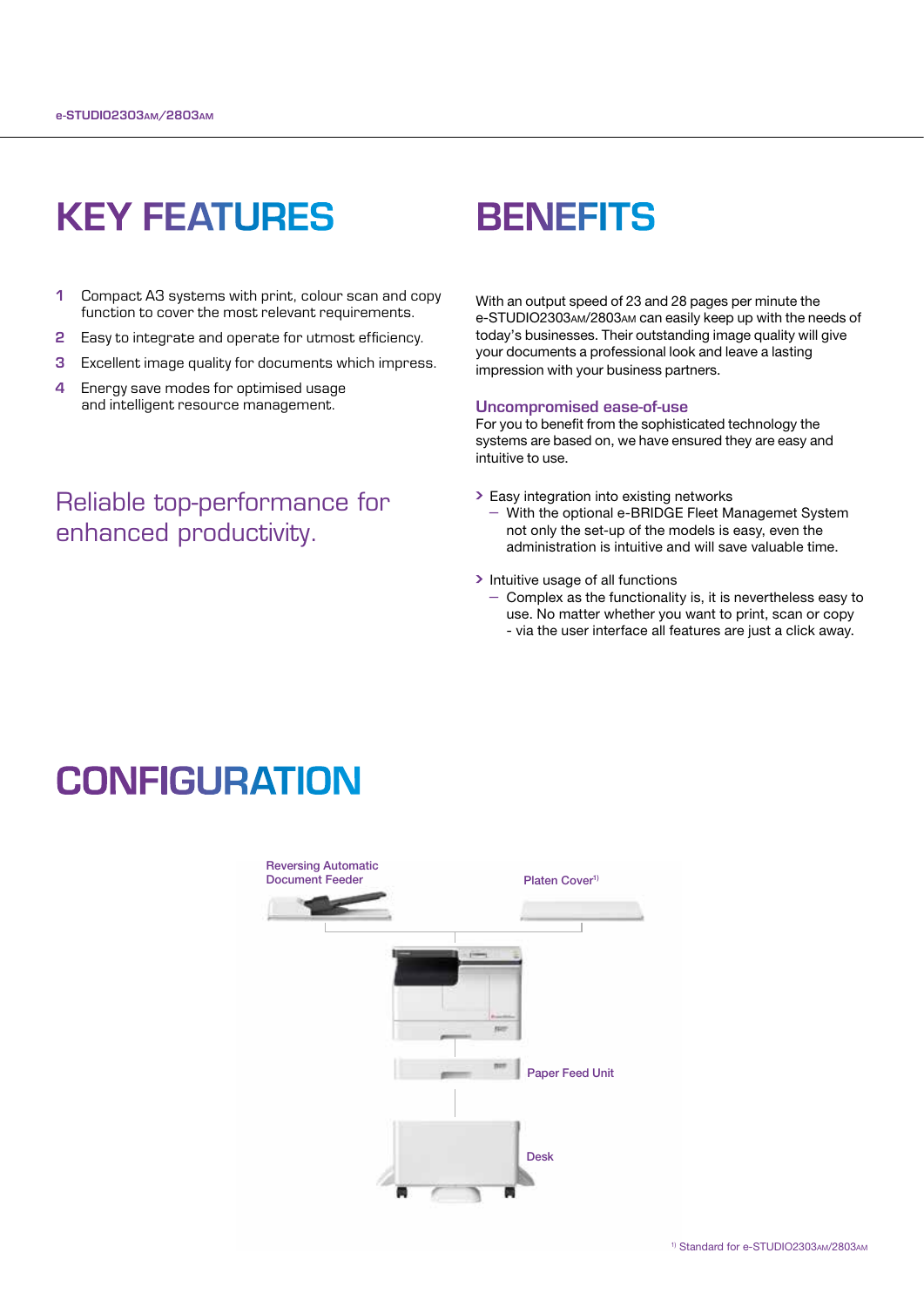# KEY FEATURES

1. Compact A3 systems with print, colour scan and copy function to cover the most relevant requirements.
2. Easy to integrate and operate for utmost efficiency.
3. Excellent image quality for documents which impress.
4. Energy save modes for optimised usage and intelligent resource management.

## Reliable top-performance for enhanced productivity.

# BENEFITS

With an output speed of 23 and 28 pages per minute the e-STUDIO2303AM/2803AM can easily keep up with the needs of today's businesses. Their outstanding image quality will give your documents a professional look and leave a lasting impression with your business partners.

### Uncompromised ease-of-use

For you to benefit from the sophisticated technology the systems are based on, we have ensured they are easy and intuitive to use.

> Easy integration into existing networks
> – With the optional e-BRIDGE Fleet Managemet System not only the set-up of the models is easy, even the administration is intuitive and will save valuable time.

> Intuitive usage of all functions
> – Complex as the functionality is, it is nevertheless easy to use. No matter whether you want to print, scan or copy - via the user interface all features are just a click away.

# CONFIGURATION

Reversing Automatic Document Feeder

Platen Cover[1]

Paper Feed Unit

Desk

[1] Standard for e-STUDIO2303AM/2803AM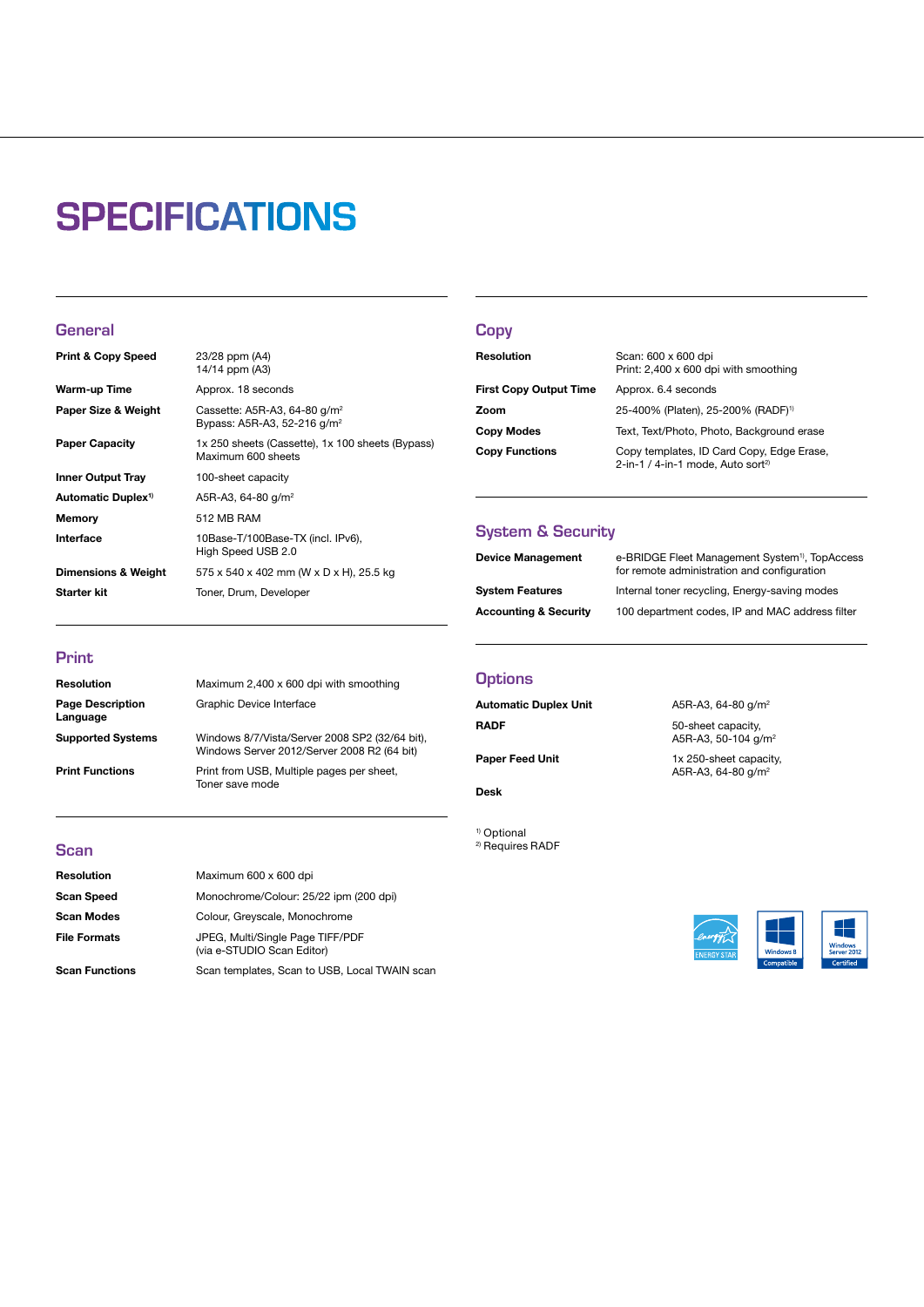# SPECIFICATIONS

## General

| | |
|---|---|
| **Print & Copy Speed** | 23/28 ppm (A4)<br>14/14 ppm (A3) |
| **Warm-up Time** | Approx. 18 seconds |
| **Paper Size & Weight** | Cassette: A5R-A3, 64-80 g/m²<br>Bypass: A5R-A3, 52-216 g/m² |
| **Paper Capacity** | 1x 250 sheets (Cassette), 1x 100 sheets (Bypass)<br>Maximum 600 sheets |
| **Inner Output Tray** | 100-sheet capacity |
| **Automatic Duplex[1]** | A5R-A3, 64-80 g/m² |
| **Memory** | 512 MB RAM |
| **Interface** | 10Base-T/100Base-TX (incl. IPv6),<br>High Speed USB 2.0 |
| **Dimensions & Weight** | 575 x 540 x 402 mm (W x D x H), 25.5 kg |
| **Starter kit** | Toner, Drum, Developer |

## Print

| | |
|---|---|
| **Resolution** | Maximum 2,400 x 600 dpi with smoothing |
| **Page Description Language** | Graphic Device Interface |
| **Supported Systems** | Windows 8/7/Vista/Server 2008 SP2 (32/64 bit),<br>Windows Server 2012/Server 2008 R2 (64 bit) |
| **Print Functions** | Print from USB, Multiple pages per sheet,<br>Toner save mode |

## Scan

| | |
|---|---|
| **Resolution** | Maximum 600 x 600 dpi |
| **Scan Speed** | Monochrome/Colour: 25/22 ipm (200 dpi) |
| **Scan Modes** | Colour, Greyscale, Monochrome |
| **File Formats** | JPEG, Multi/Single Page TIFF/PDF<br>(via e-STUDIO Scan Editor) |
| **Scan Functions** | Scan templates, Scan to USB, Local TWAIN scan |

## Copy

| | |
|---|---|
| **Resolution** | Scan: 600 x 600 dpi<br>Print: 2,400 x 600 dpi with smoothing |
| **First Copy Output Time** | Approx. 6.4 seconds |
| **Zoom** | 25-400% (Platen), 25-200% (RADF)[1] |
| **Copy Modes** | Text, Text/Photo, Photo, Background erase |
| **Copy Functions** | Copy templates, ID Card Copy, Edge Erase,<br>2-in-1 / 4-in-1 mode, Auto sort[2] |

## System & Security

| | |
|---|---|
| **Device Management** | e-BRIDGE Fleet Management System[1], TopAccess for remote administration and configuration |
| **System Features** | Internal toner recycling, Energy-saving modes |
| **Accounting & Security** | 100 department codes, IP and MAC address filter |

## Options

| | |
|---|---|
| **Automatic Duplex Unit** | A5R-A3, 64-80 g/m² |
| **RADF** | 50-sheet capacity,<br>A5R-A3, 50-104 g/m² |
| **Paper Feed Unit** | 1x 250-sheet capacity,<br>A5R-A3, 64-80 g/m² |
| **Desk** | |

[1] Optional
[2] Requires RADF

ENERGY STAR

Windows 8 Compatible

Windows Server 2012 Certified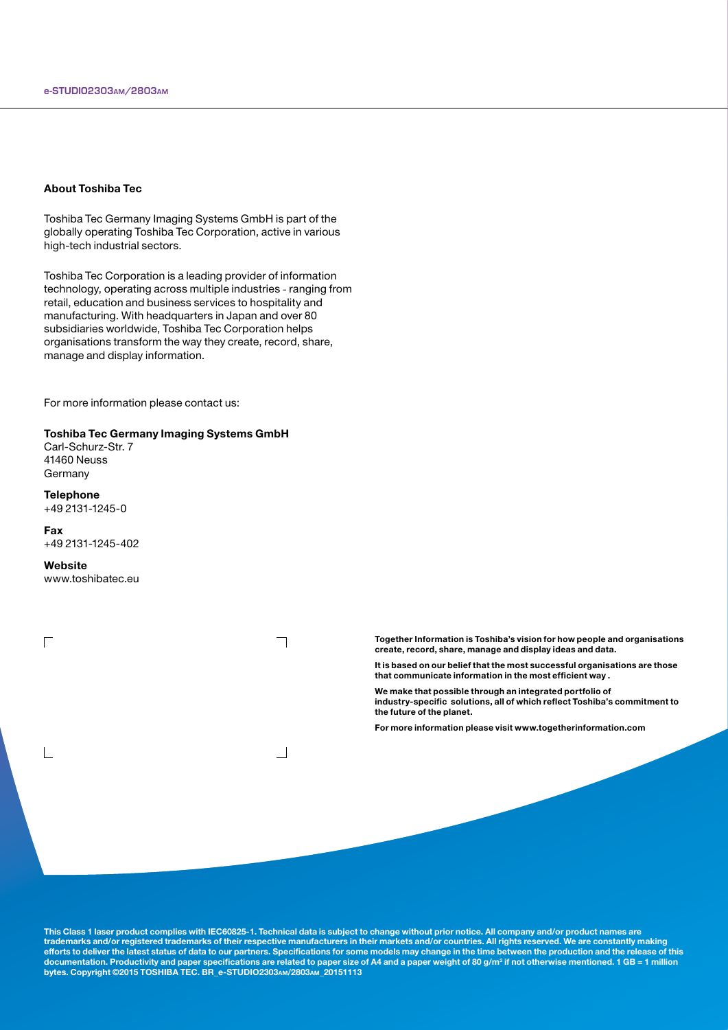## About Toshiba Tec

Toshiba Tec Germany Imaging Systems GmbH is part of the globally operating Toshiba Tec Corporation, active in various high-tech industrial sectors.

Toshiba Tec Corporation is a leading provider of information technology, operating across multiple industries - ranging from retail, education and business services to hospitality and manufacturing. With headquarters in Japan and over 80 subsidiaries worldwide, Toshiba Tec Corporation helps organisations transform the way they create, record, share, manage and display information.

For more information please contact us:

**Toshiba Tec Germany Imaging Systems GmbH**
Carl-Schurz-Str. 7
41460 Neuss
Germany

**Telephone**
+49 2131-1245-0

**Fax**
+49 2131-1245-402

**Website**
www.toshibatec.eu

**Together Information is Toshiba's vision for how people and organisations create, record, share, manage and display ideas and data.**

**It is based on our belief that the most successful organisations are those that communicate information in the most efficient way .**

**We make that possible through an integrated portfolio of industry-specific solutions, all of which reflect Toshiba's commitment to the future of the planet.**

**For more information please visit www.togetherinformation.com**

**This Class 1 laser product complies with IEC60825-1. Technical data is subject to change without prior notice. All company and/or product names are trademarks and/or registered trademarks of their respective manufacturers in their markets and/or countries. All rights reserved. We are constantly making efforts to deliver the latest status of data to our partners. Specifications for some models may change in the time between the production and the release of this documentation. Productivity and paper specifications are related to paper size of A4 and a paper weight of 80 g/m² if not otherwise mentioned. 1 GB = 1 million bytes. Copyright ©2015 TOSHIBA TEC. BR_e-STUDIO2303AM/2803AM_20151113**